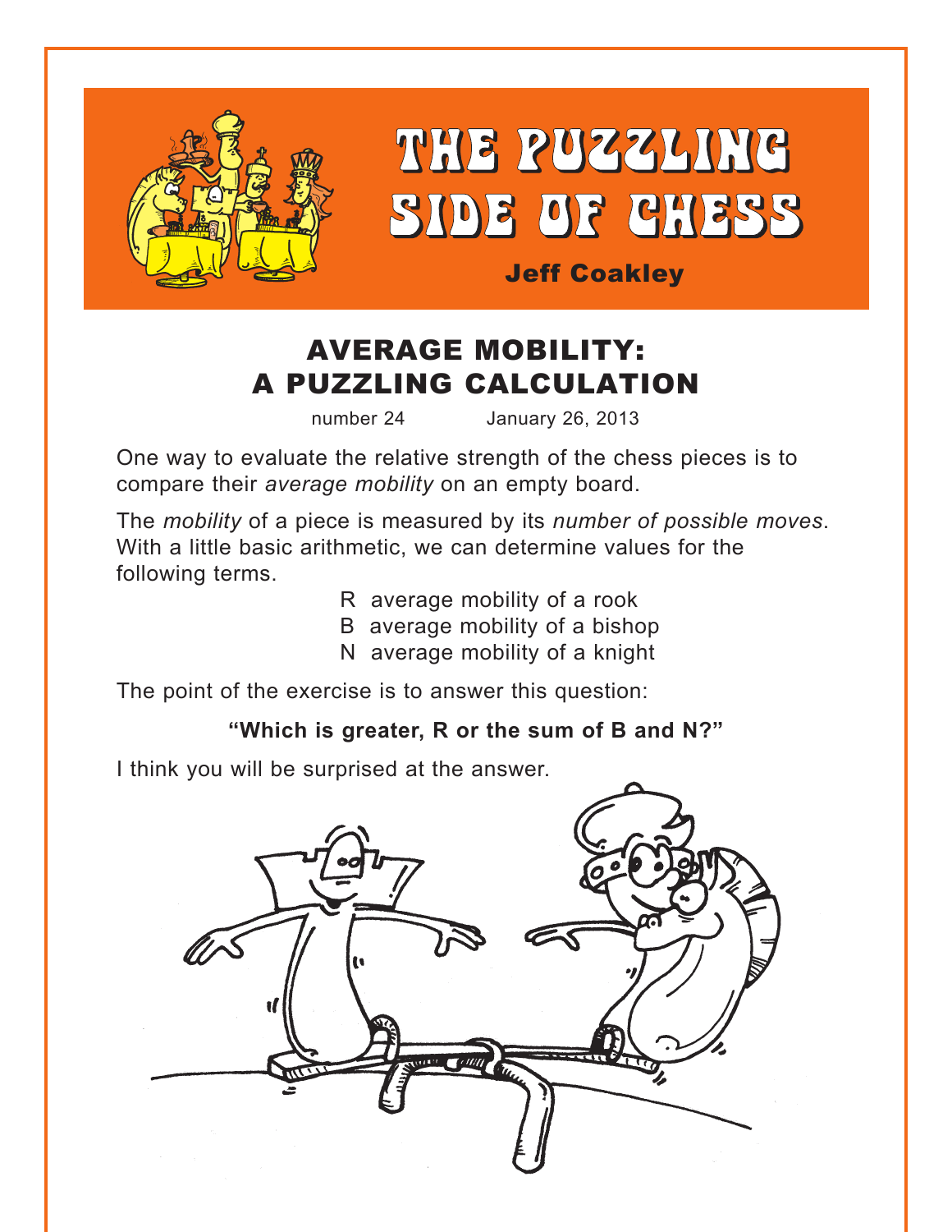# THE PUZZLING SIDE OF CHESS

**Jeff Coakley**

## AVERAGE MOBILITY: A PUZZLING CALCULATION

number 24 January 26, 2013

One way to evaluate the relative strength of the chess pieces is to compare their *average mobility* on an empty board.

The *mobility* of a piece is measured by its *number of possible moves*. With a little basic arithmetic, we can determine values for the following terms.

R average mobility of a rook
B average mobility of a bishop
N average mobility of a knight

The point of the exercise is to answer this question:

**"Which is greater, R or the sum of B and N?"**

I think you will be surprised at the answer.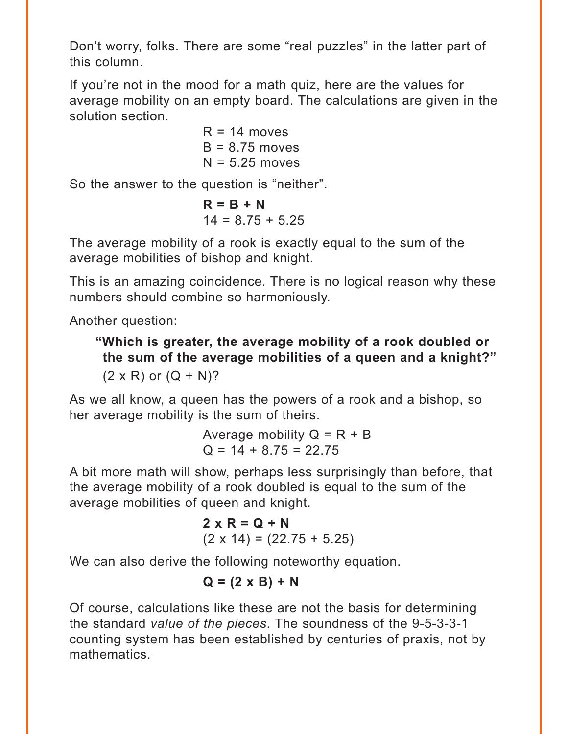Don't worry, folks. There are some "real puzzles" in the latter part of this column.

If you're not in the mood for a math quiz, here are the values for average mobility on an empty board. The calculations are given in the solution section.

R = 14 moves
B = 8.75 moves
N = 5.25 moves

So the answer to the question is "neither".

**R = B + N**
14 = 8.75 + 5.25

The average mobility of a rook is exactly equal to the sum of the average mobilities of bishop and knight.

This is an amazing coincidence. There is no logical reason why these numbers should combine so harmoniously.

Another question:

**"Which is greater, the average mobility of a rook doubled or the sum of the average mobilities of a queen and a knight?"**
(2 x R) or (Q + N)?

As we all know, a queen has the powers of a rook and a bishop, so her average mobility is the sum of theirs.

Average mobility Q = R + B
Q = 14 + 8.75 = 22.75

A bit more math will show, perhaps less surprisingly than before, that the average mobility of a rook doubled is equal to the sum of the average mobilities of queen and knight.

**2 x R = Q + N**
(2 x 14) = (22.75 + 5.25)

We can also derive the following noteworthy equation.

**Q = (2 x B) + N**

Of course, calculations like these are not the basis for determining the standard *value of the pieces*. The soundness of the 9-5-3-3-1 counting system has been established by centuries of praxis, not by mathematics.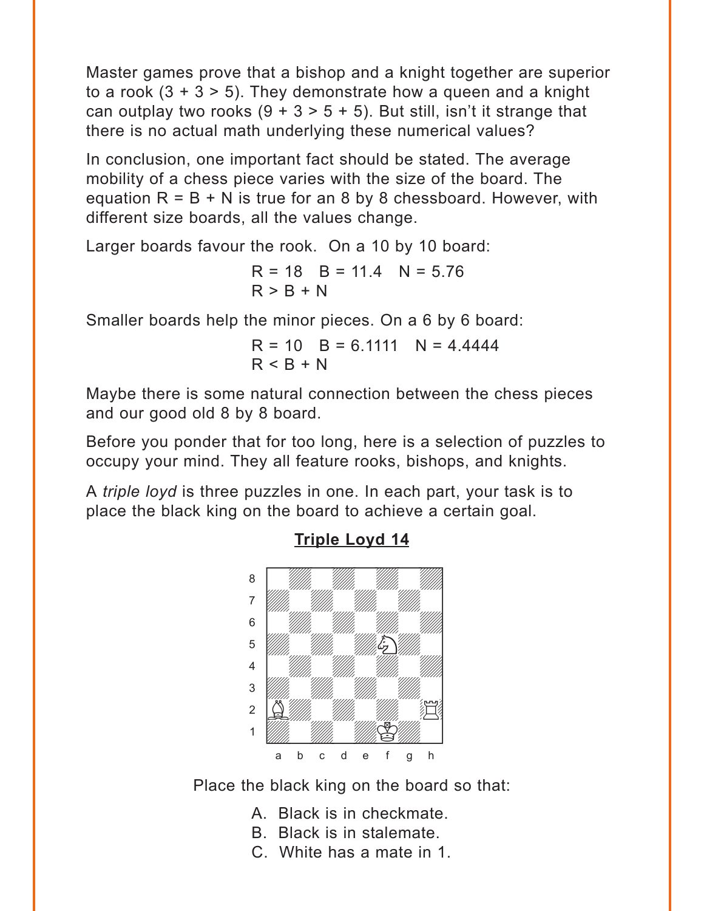Master games prove that a bishop and a knight together are superior to a rook (3 + 3 > 5). They demonstrate how a queen and a knight can outplay two rooks (9 + 3 > 5 + 5). But still, isn't it strange that there is no actual math underlying these numerical values?

In conclusion, one important fact should be stated. The average mobility of a chess piece varies with the size of the board. The equation R = B + N is true for an 8 by 8 chessboard. However, with different size boards, all the values change.

Larger boards favour the rook. On a 10 by 10 board:

$$R = 18 \quad B = 11.4 \quad N = 5.76$$
$$R > B + N$$

Smaller boards help the minor pieces. On a 6 by 6 board:

$$R = 10 \quad B = 6.1111 \quad N = 4.4444$$
$$R < B + N$$

Maybe there is some natural connection between the chess pieces and our good old 8 by 8 board.

Before you ponder that for too long, here is a selection of puzzles to occupy your mind. They all feature rooks, bishops, and knights.

A *triple loyd* is three puzzles in one. In each part, your task is to place the black king on the board to achieve a certain goal.

**Triple Loyd 14**

White: Kf1, Rh2, Ba2, Nf5

Place the black king on the board so that:

A. Black is in checkmate.
B. Black is in stalemate.
C. White has a mate in 1.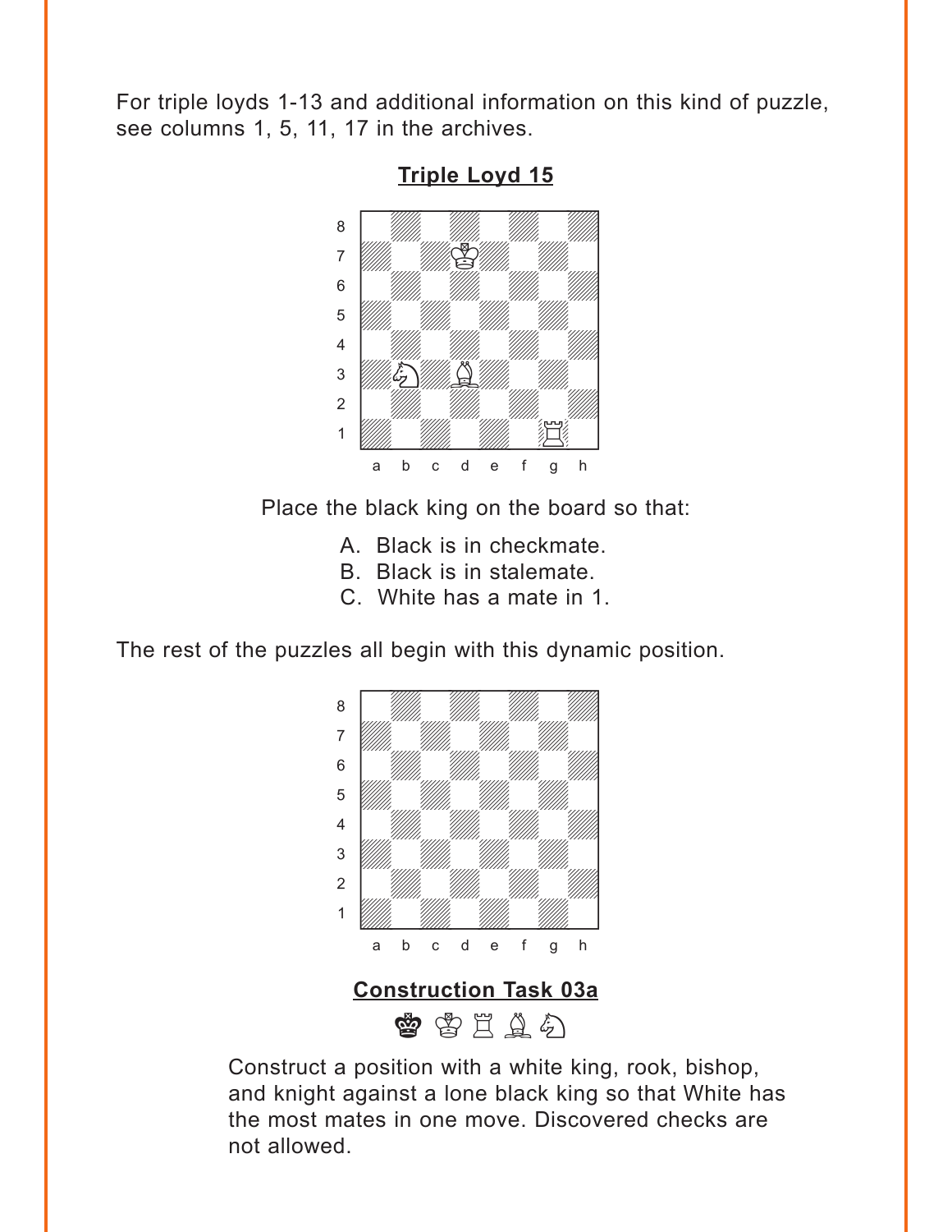For triple loyds 1-13 and additional information on this kind of puzzle, see columns 1, 5, 11, 17 in the archives.

## Triple Loyd 15

Place the black king on the board so that:

A. Black is in checkmate.
B. Black is in stalemate.
C. White has a mate in 1.

The rest of the puzzles all begin with this dynamic position.

## Construction Task 03a

♚ ♔ ♖ ♗ ♘

Construct a position with a white king, rook, bishop, and knight against a lone black king so that White has the most mates in one move. Discovered checks are not allowed.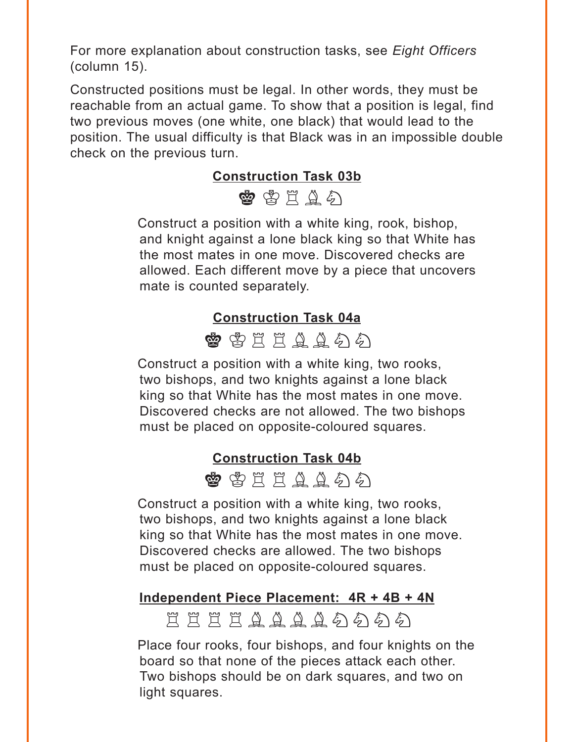For more explanation about construction tasks, see *Eight Officers* (column 15).

Constructed positions must be legal. In other words, they must be reachable from an actual game. To show that a position is legal, find two previous moves (one white, one black) that would lead to the position. The usual difficulty is that Black was in an impossible double check on the previous turn.

## Construction Task 03b

♚ ♔ ♖ ♗ ♘

Construct a position with a white king, rook, bishop, and knight against a lone black king so that White has the most mates in one move. Discovered checks are allowed. Each different move by a piece that uncovers mate is counted separately.

## Construction Task 04a

♚ ♔ ♖ ♖ ♗ ♗ ♘ ♘

Construct a position with a white king, two rooks, two bishops, and two knights against a lone black king so that White has the most mates in one move. Discovered checks are not allowed. The two bishops must be placed on opposite-coloured squares.

## Construction Task 04b

♚ ♔ ♖ ♖ ♗ ♗ ♘ ♘

Construct a position with a white king, two rooks, two bishops, and two knights against a lone black king so that White has the most mates in one move. Discovered checks are allowed. The two bishops must be placed on opposite-coloured squares.

## Independent Piece Placement: 4R + 4B + 4N

♖ ♖ ♖ ♖ ♗ ♗ ♗ ♗ ♘ ♘ ♘ ♘

Place four rooks, four bishops, and four knights on the board so that none of the pieces attack each other. Two bishops should be on dark squares, and two on light squares.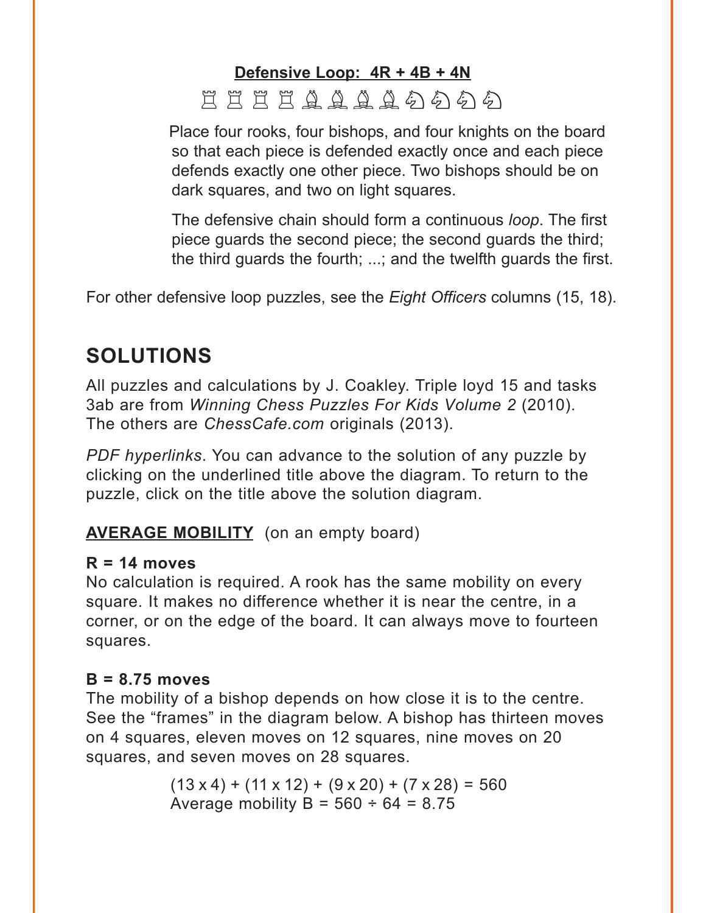**Defensive Loop: 4R + 4B + 4N**

♖ ♖ ♖ ♖ ♗ ♗ ♗ ♗ ♘ ♘ ♘ ♘

Place four rooks, four bishops, and four knights on the board so that each piece is defended exactly once and each piece defends exactly one other piece. Two bishops should be on dark squares, and two on light squares.

The defensive chain should form a continuous *loop*. The first piece guards the second piece; the second guards the third; the third guards the fourth; ...; and the twelfth guards the first.

For other defensive loop puzzles, see the *Eight Officers* columns (15, 18).

## SOLUTIONS

All puzzles and calculations by J. Coakley. Triple loyd 15 and tasks 3ab are from *Winning Chess Puzzles For Kids Volume 2* (2010). The others are *ChessCafe.com* originals (2013).

*PDF hyperlinks*. You can advance to the solution of any puzzle by clicking on the underlined title above the diagram. To return to the puzzle, click on the title above the solution diagram.

**AVERAGE MOBILITY** (on an empty board)

**R = 14 moves**

No calculation is required. A rook has the same mobility on every square. It makes no difference whether it is near the centre, in a corner, or on the edge of the board. It can always move to fourteen squares.

**B = 8.75 moves**

The mobility of a bishop depends on how close it is to the centre. See the "frames" in the diagram below. A bishop has thirteen moves on 4 squares, eleven moves on 12 squares, nine moves on 20 squares, and seven moves on 28 squares.

$$(13 \times 4) + (11 \times 12) + (9 \times 20) + (7 \times 28) = 560$$

Average mobility $B = 560 \div 64 = 8.75$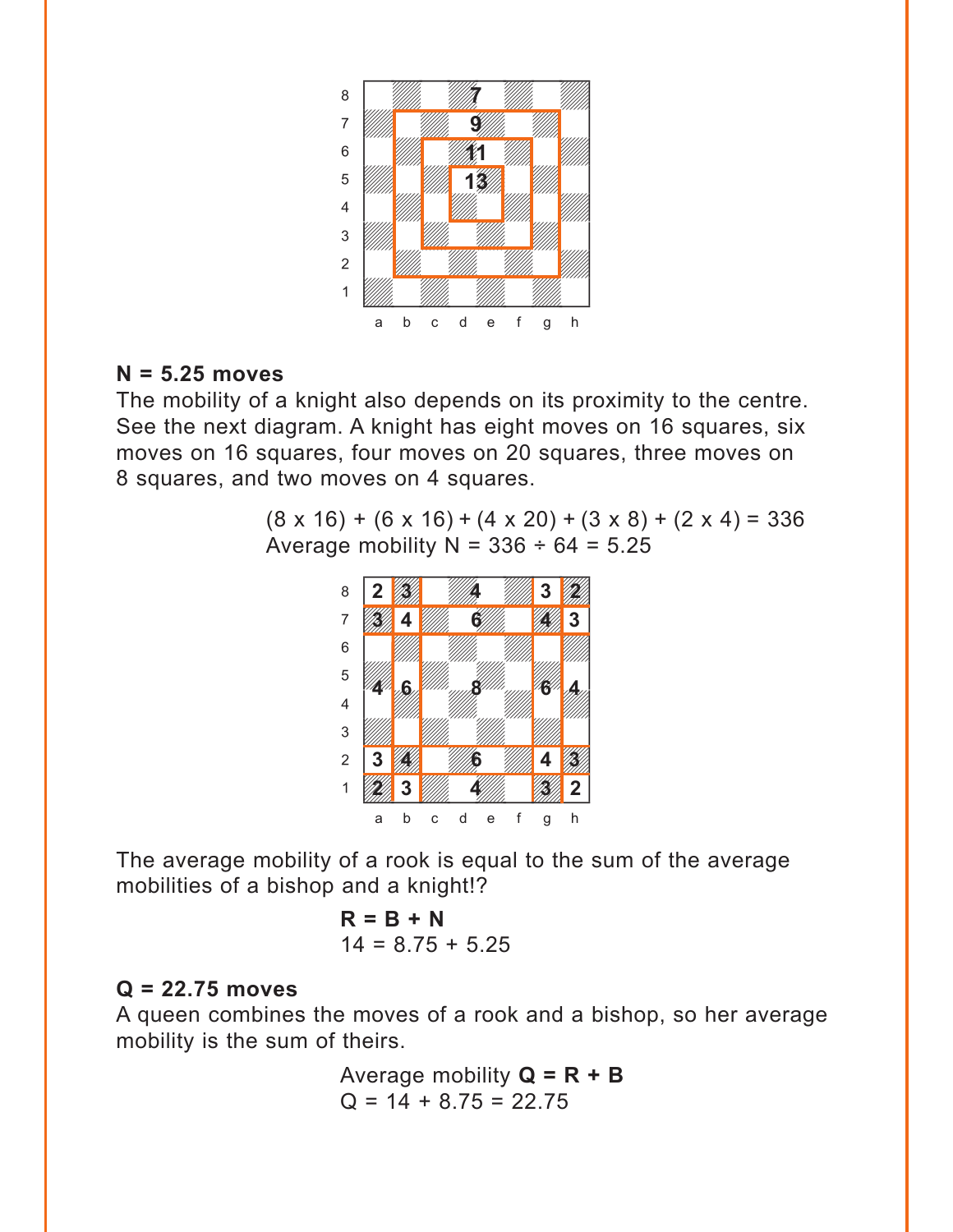**N = 5.25 moves**

The mobility of a knight also depends on its proximity to the centre. See the next diagram. A knight has eight moves on 16 squares, six moves on 16 squares, four moves on 20 squares, three moves on 8 squares, and two moves on 4 squares.

$$(8 \times 16) + (6 \times 16) + (4 \times 20) + (3 \times 8) + (2 \times 4) = 336$$

Average mobility N = $336 \div 64 = 5.25$

The average mobility of a rook is equal to the sum of the average mobilities of a bishop and a knight!?

**R = B + N**
$14 = 8.75 + 5.25$

**Q = 22.75 moves**

A queen combines the moves of a rook and a bishop, so her average mobility is the sum of theirs.

Average mobility **Q = R + B**
$Q = 14 + 8.75 = 22.75$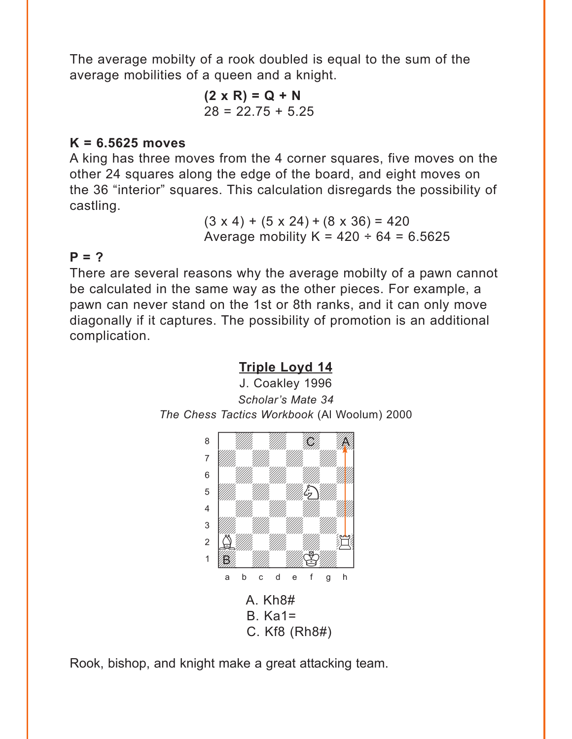The average mobilty of a rook doubled is equal to the sum of the average mobilities of a queen and a knight.

**(2 x R) = Q + N**
28 = 22.75 + 5.25

**K = 6.5625 moves**

A king has three moves from the 4 corner squares, five moves on the other 24 squares along the edge of the board, and eight moves on the 36 “interior” squares. This calculation disregards the possibility of castling.

(3 x 4) + (5 x 24) + (8 x 36) = 420
Average mobility K = 420 ÷ 64 = 6.5625

**P = ?**

There are several reasons why the average mobilty of a pawn cannot be calculated in the same way as the other pieces. For example, a pawn can never stand on the 1st or 8th ranks, and it can only move diagonally if it captures. The possibility of promotion is an additional complication.

**Triple Loyd 14**

J. Coakley 1996
*Scholar’s Mate 34*
*The Chess Tactics Workbook* (Al Woolum) 2000

A. Kh8#
B. Ka1=
C. Kf8 (Rh8#)

Rook, bishop, and knight make a great attacking team.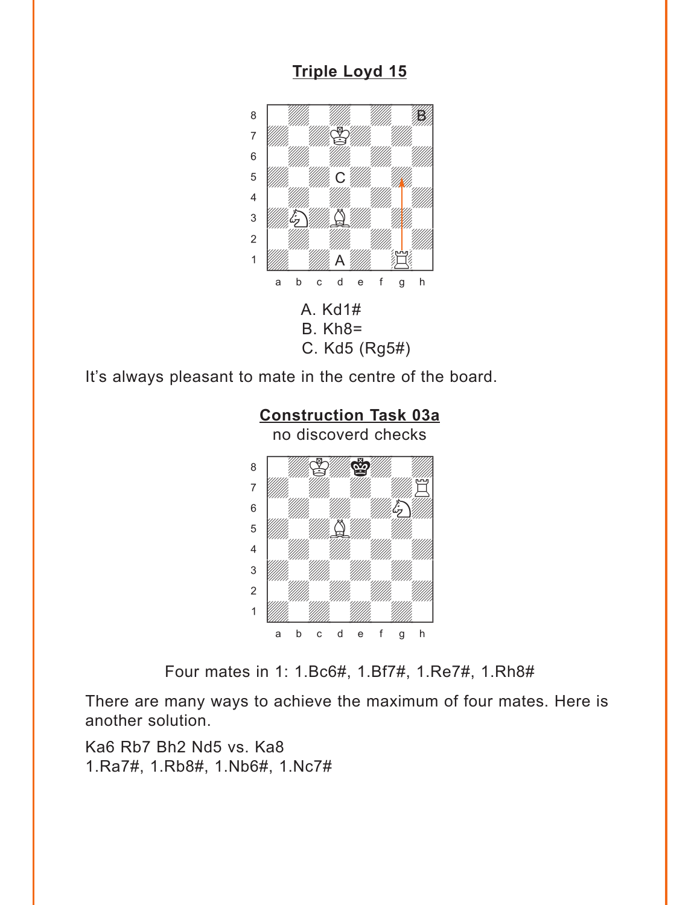## Triple Loyd 15

A. Kd1#
B. Kh8=
C. Kd5 (Rg5#)

It's always pleasant to mate in the centre of the board.

## Construction Task 03a

no discoverd checks

Four mates in 1: 1.Bc6#, 1.Bf7#, 1.Re7#, 1.Rh8#

There are many ways to achieve the maximum of four mates. Here is another solution.

Ka6 Rb7 Bh2 Nd5 vs. Ka8
1.Ra7#, 1.Rb8#, 1.Nb6#, 1.Nc7#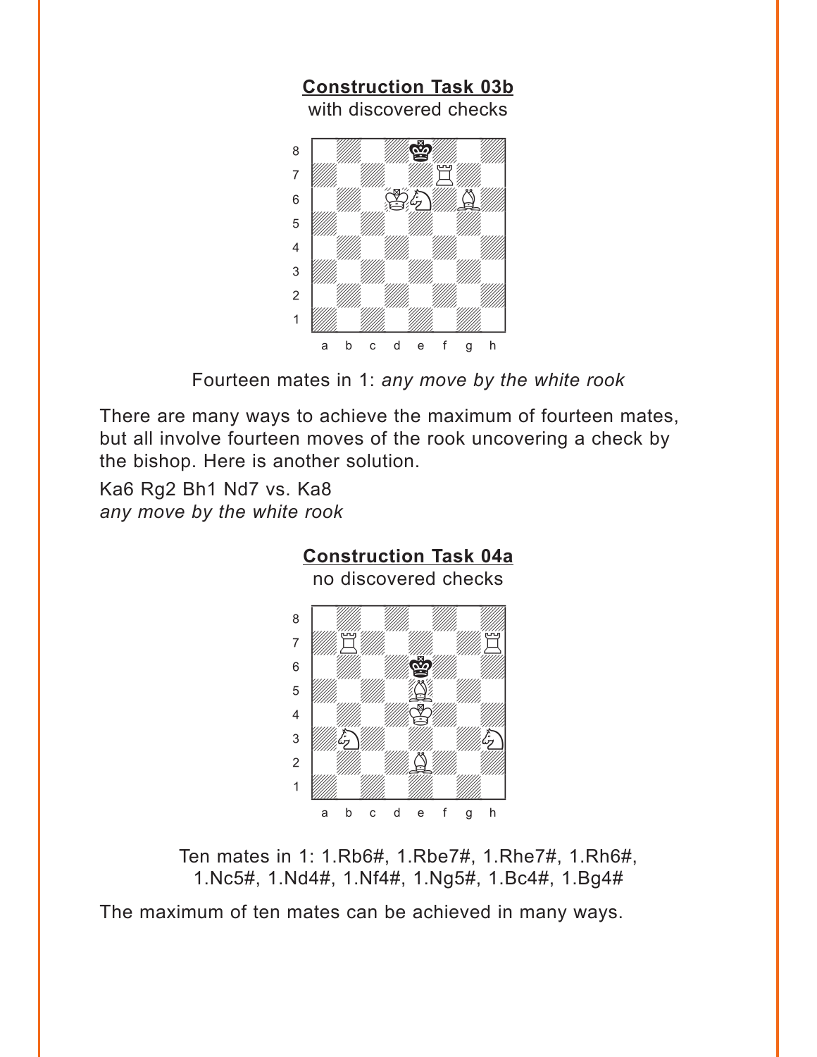**Construction Task 03b**

with discovered checks

Fourteen mates in 1: *any move by the white rook*

There are many ways to achieve the maximum of fourteen mates, but all involve fourteen moves of the rook uncovering a check by the bishop. Here is another solution.

Ka6 Rg2 Bh1 Nd7 vs. Ka8
*any move by the white rook*

**Construction Task 04a**

no discovered checks

Ten mates in 1: 1.Rb6#, 1.Rbe7#, 1.Rhe7#, 1.Rh6#, 1.Nc5#, 1.Nd4#, 1.Nf4#, 1.Ng5#, 1.Bc4#, 1.Bg4#

The maximum of ten mates can be achieved in many ways.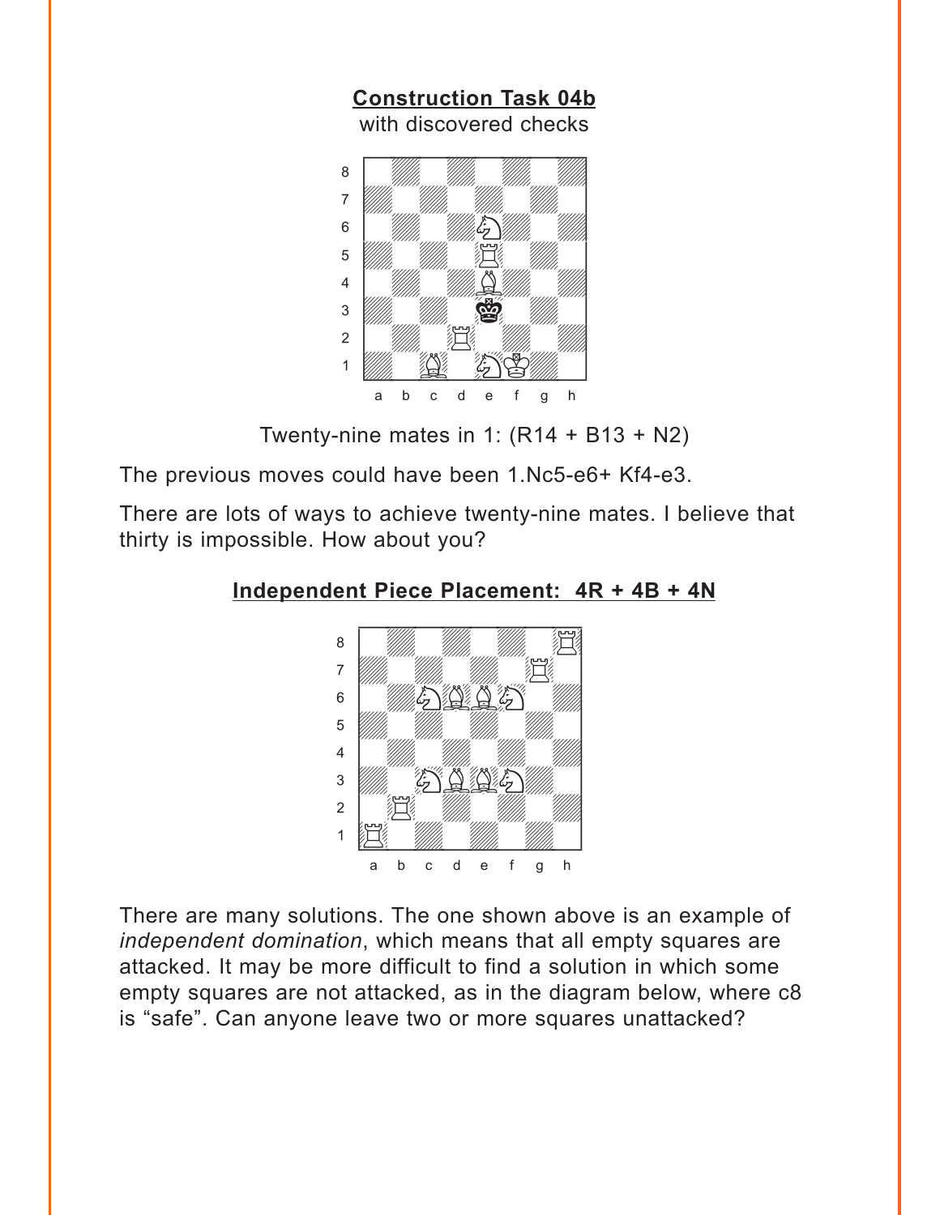## Construction Task 04b

with discovered checks

Twenty-nine mates in 1: (R14 + B13 + N2)

The previous moves could have been 1.Nc5-e6+ Kf4-e3.

There are lots of ways to achieve twenty-nine mates. I believe that thirty is impossible. How about you?

## Independent Piece Placement: 4R + 4B + 4N

There are many solutions. The one shown above is an example of *independent domination*, which means that all empty squares are attacked. It may be more difficult to find a solution in which some empty squares are not attacked, as in the diagram below, where c8 is “safe”. Can anyone leave two or more squares unattacked?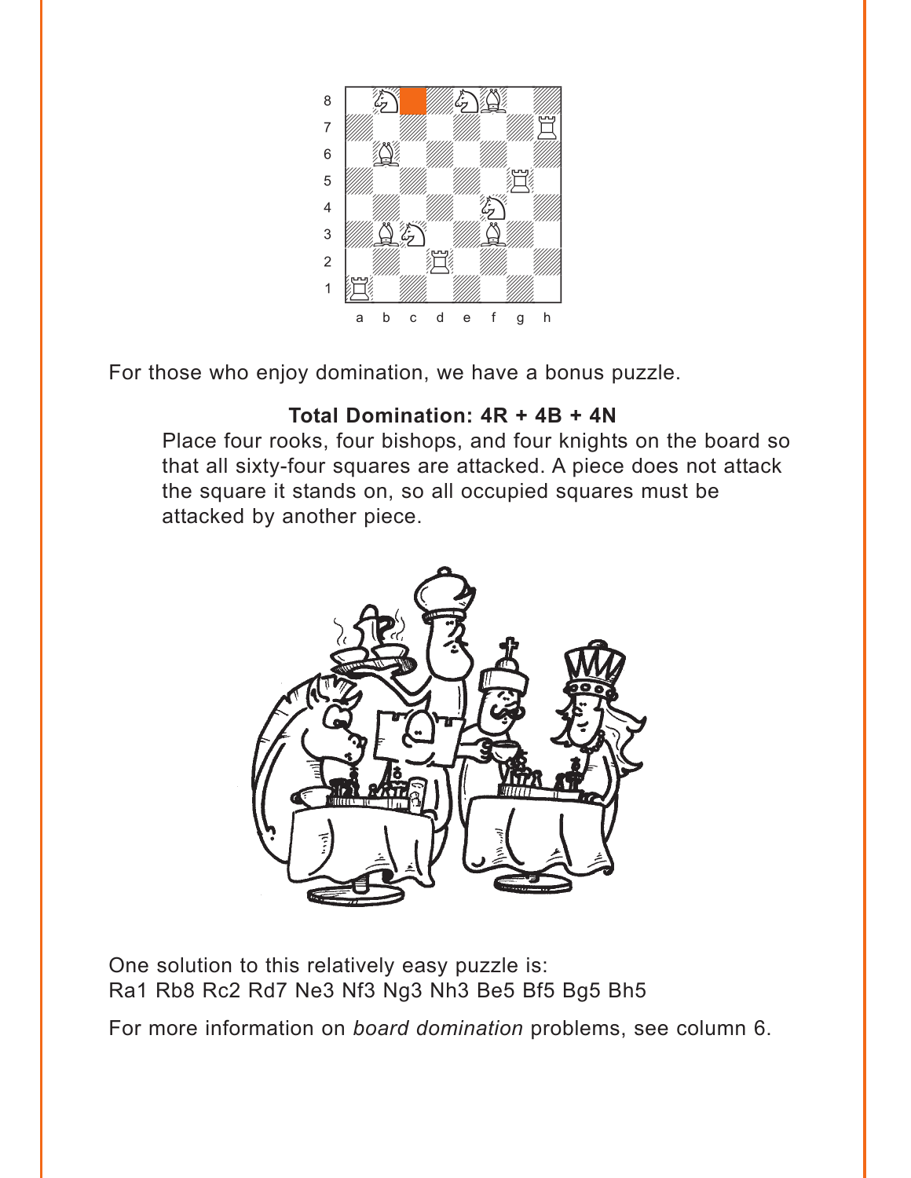For those who enjoy domination, we have a bonus puzzle.

**Total Domination: 4R + 4B + 4N**

Place four rooks, four bishops, and four knights on the board so that all sixty-four squares are attacked. A piece does not attack the square it stands on, so all occupied squares must be attacked by another piece.

One solution to this relatively easy puzzle is:
Ra1 Rb8 Rc2 Rd7 Ne3 Nf3 Ng3 Nh3 Be5 Bf5 Bg5 Bh5

For more information on *board domination* problems, see column 6.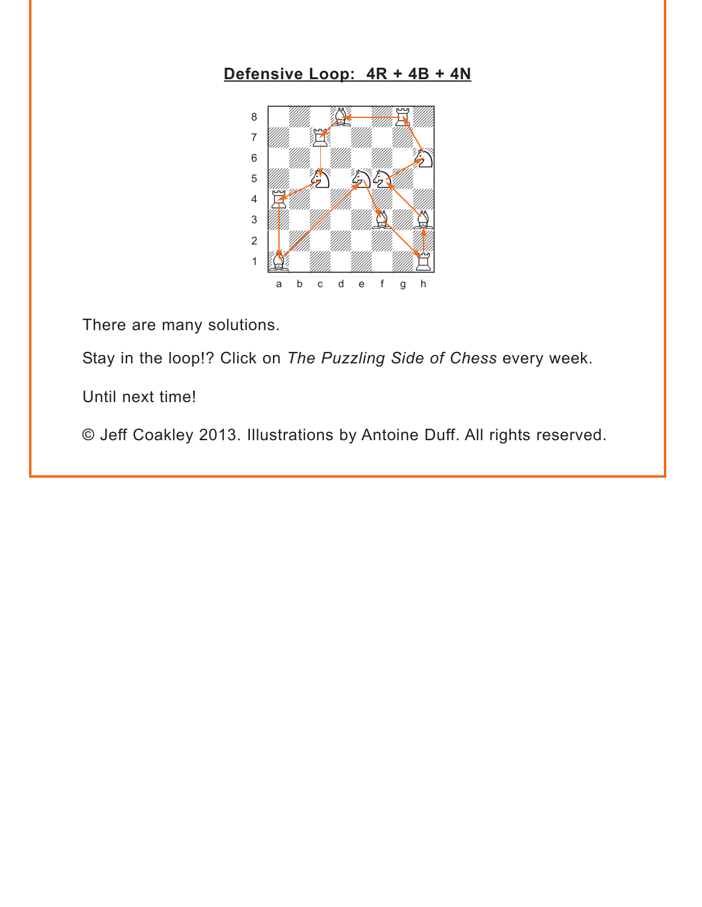**Defensive Loop: 4R + 4B + 4N**

8
7
6
5
4
3
2
1

a b c d e f g h

There are many solutions.

Stay in the loop!? Click on *The Puzzling Side of Chess* every week.

Until next time!

© Jeff Coakley 2013. Illustrations by Antoine Duff. All rights reserved.